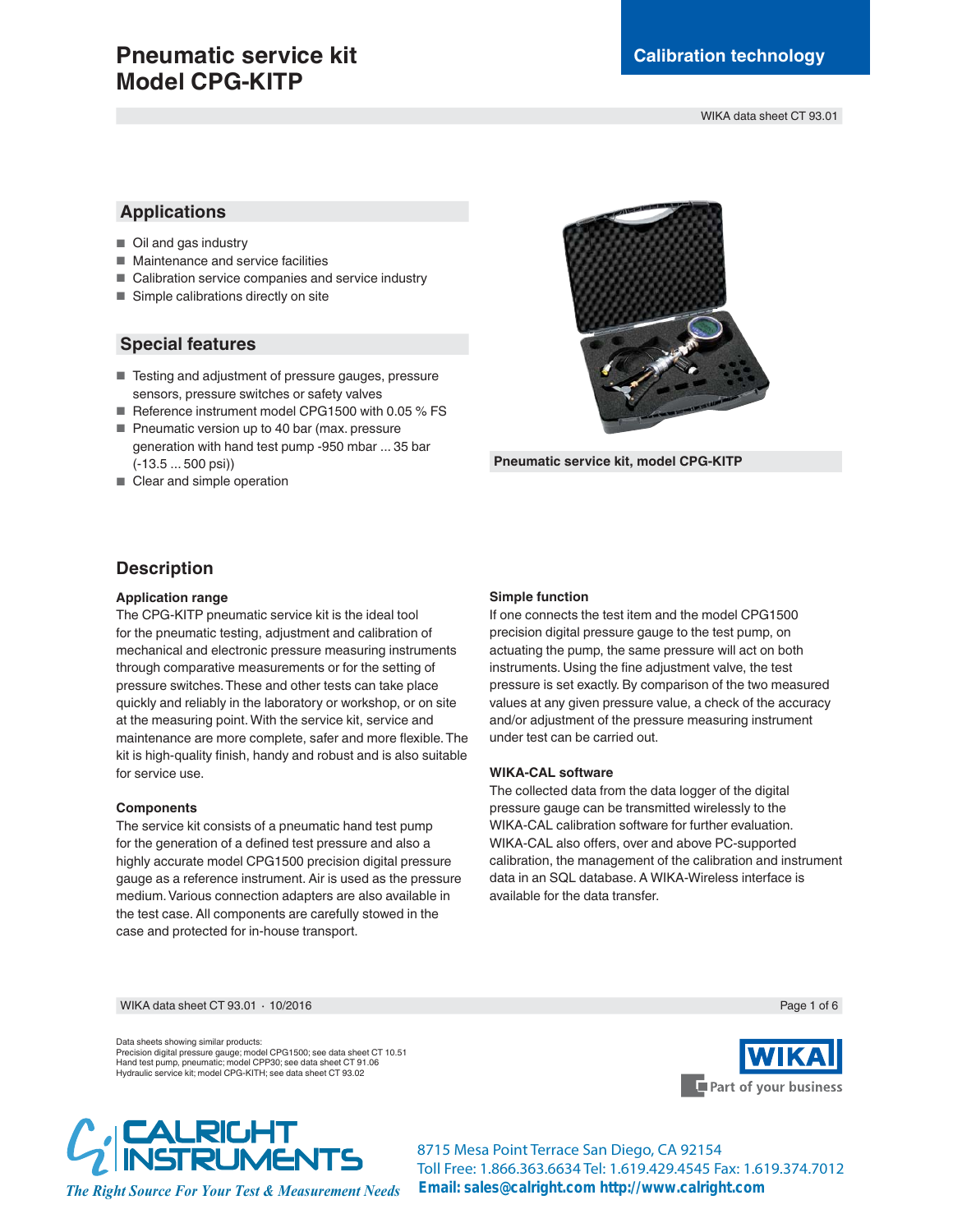# Pneumatic service kit
# Model CPG-KITP

Calibration technology

WIKA data sheet CT 93.01

## Applications

- Oil and gas industry
- Maintenance and service facilities
- Calibration service companies and service industry
- Simple calibrations directly on site

## Special features

- Testing and adjustment of pressure gauges, pressure sensors, pressure switches or safety valves
- Reference instrument model CPG1500 with 0.05 % FS
- Pneumatic version up to 40 bar (max. pressure generation with hand test pump -950 mbar ... 35 bar (-13.5 ... 500 psi))
- Clear and simple operation

**Pneumatic service kit, model CPG-KITP**

## Description

### Application range

The CPG-KITP pneumatic service kit is the ideal tool for the pneumatic testing, adjustment and calibration of mechanical and electronic pressure measuring instruments through comparative measurements or for the setting of pressure switches. These and other tests can take place quickly and reliably in the laboratory or workshop, or on site at the measuring point. With the service kit, service and maintenance are more complete, safer and more flexible. The kit is high-quality finish, handy and robust and is also suitable for service use.

### Components

The service kit consists of a pneumatic hand test pump for the generation of a defined test pressure and also a highly accurate model CPG1500 precision digital pressure gauge as a reference instrument. Air is used as the pressure medium. Various connection adapters are also available in the test case. All components are carefully stowed in the case and protected for in-house transport.

### Simple function

If one connects the test item and the model CPG1500 precision digital pressure gauge to the test pump, on actuating the pump, the same pressure will act on both instruments. Using the fine adjustment valve, the test pressure is set exactly. By comparison of the two measured values at any given pressure value, a check of the accuracy and/or adjustment of the pressure measuring instrument under test can be carried out.

### WIKA-CAL software

The collected data from the data logger of the digital pressure gauge can be transmitted wirelessly to the WIKA-CAL calibration software for further evaluation. WIKA-CAL also offers, over and above PC-supported calibration, the management of the calibration and instrument data in an SQL database. A WIKA-Wireless interface is available for the data transfer.

Data sheets showing similar products:
Precision digital pressure gauge; model CPG1500; see data sheet CT 10.51
Hand test pump, pneumatic; model CPP30; see data sheet CT 91.06
Hydraulic service kit; model CPG-KITH; see data sheet CT 93.02

WIKA — Part of your business

CALRIGHT INSTRUMENTS
*The Right Source For Your Test & Measurement Needs*

8715 Mesa Point Terrace San Diego, CA 92154
Toll Free: 1.866.363.6634 Tel: 1.619.429.4545 Fax: 1.619.374.7012
**Email: sales@calright.com http://www.calright.com**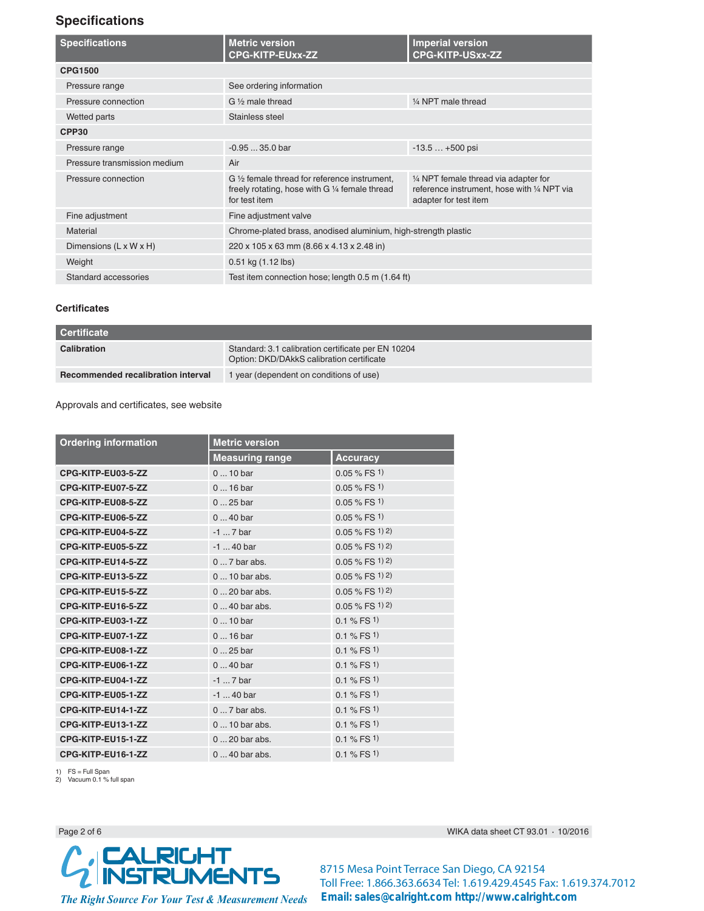## Specifications

| Specifications | Metric version CPG-KITP-EUxx-ZZ | Imperial version CPG-KITP-USxx-ZZ |
|---|---|---|
| **CPG1500** | | |
| Pressure range | See ordering information | |
| Pressure connection | G ½ male thread | ¼ NPT male thread |
| Wetted parts | Stainless steel | |
| **CPP30** | | |
| Pressure range | -0.95 ... 35.0 bar | -13.5 … +500 psi |
| Pressure transmission medium | Air | |
| Pressure connection | G ½ female thread for reference instrument, freely rotating, hose with G ¼ female thread for test item | ¼ NPT female thread via adapter for reference instrument, hose with ¼ NPT via adapter for test item |
| Fine adjustment | Fine adjustment valve | |
| Material | Chrome-plated brass, anodised aluminium, high-strength plastic | |
| Dimensions (L x W x H) | 220 x 105 x 63 mm (8.66 x 4.13 x 2.48 in) | |
| Weight | 0.51 kg (1.12 lbs) | |
| Standard accessories | Test item connection hose; length 0.5 m (1.64 ft) | |

### Certificates

| Certificate | |
|---|---|
| **Calibration** | Standard: 3.1 calibration certificate per EN 10204<br>Option: DKD/DAkkS calibration certificate |
| **Recommended recalibration interval** | 1 year (dependent on conditions of use) |

Approvals and certificates, see website

| Ordering information | Metric version | |
|---|---|---|
| | Measuring range | Accuracy |
| **CPG-KITP-EU03-5-ZZ** | 0 ... 10 bar | 0.05 % FS [1] |
| **CPG-KITP-EU07-5-ZZ** | 0 ... 16 bar | 0.05 % FS [1] |
| **CPG-KITP-EU08-5-ZZ** | 0 ... 25 bar | 0.05 % FS [1] |
| **CPG-KITP-EU06-5-ZZ** | 0 ... 40 bar | 0.05 % FS [1] |
| **CPG-KITP-EU04-5-ZZ** | -1 ... 7 bar | 0.05 % FS [1] [2] |
| **CPG-KITP-EU05-5-ZZ** | -1 ... 40 bar | 0.05 % FS [1] [2] |
| **CPG-KITP-EU14-5-ZZ** | 0 ... 7 bar abs. | 0.05 % FS [1] [2] |
| **CPG-KITP-EU13-5-ZZ** | 0 ... 10 bar abs. | 0.05 % FS [1] [2] |
| **CPG-KITP-EU15-5-ZZ** | 0 ... 20 bar abs. | 0.05 % FS [1] [2] |
| **CPG-KITP-EU16-5-ZZ** | 0 ... 40 bar abs. | 0.05 % FS [1] [2] |
| **CPG-KITP-EU03-1-ZZ** | 0 ... 10 bar | 0.1 % FS [1] |
| **CPG-KITP-EU07-1-ZZ** | 0 ... 16 bar | 0.1 % FS [1] |
| **CPG-KITP-EU08-1-ZZ** | 0 ... 25 bar | 0.1 % FS [1] |
| **CPG-KITP-EU06-1-ZZ** | 0 ... 40 bar | 0.1 % FS [1] |
| **CPG-KITP-EU04-1-ZZ** | -1 ... 7 bar | 0.1 % FS [1] |
| **CPG-KITP-EU05-1-ZZ** | -1 ... 40 bar | 0.1 % FS [1] |
| **CPG-KITP-EU14-1-ZZ** | 0 ... 7 bar abs. | 0.1 % FS [1] |
| **CPG-KITP-EU13-1-ZZ** | 0 ... 10 bar abs. | 0.1 % FS [1] |
| **CPG-KITP-EU15-1-ZZ** | 0 ... 20 bar abs. | 0.1 % FS [1] |
| **CPG-KITP-EU16-1-ZZ** | 0 ... 40 bar abs. | 0.1 % FS [1] |

1) FS = Full Span
2) Vacuum 0.1 % full span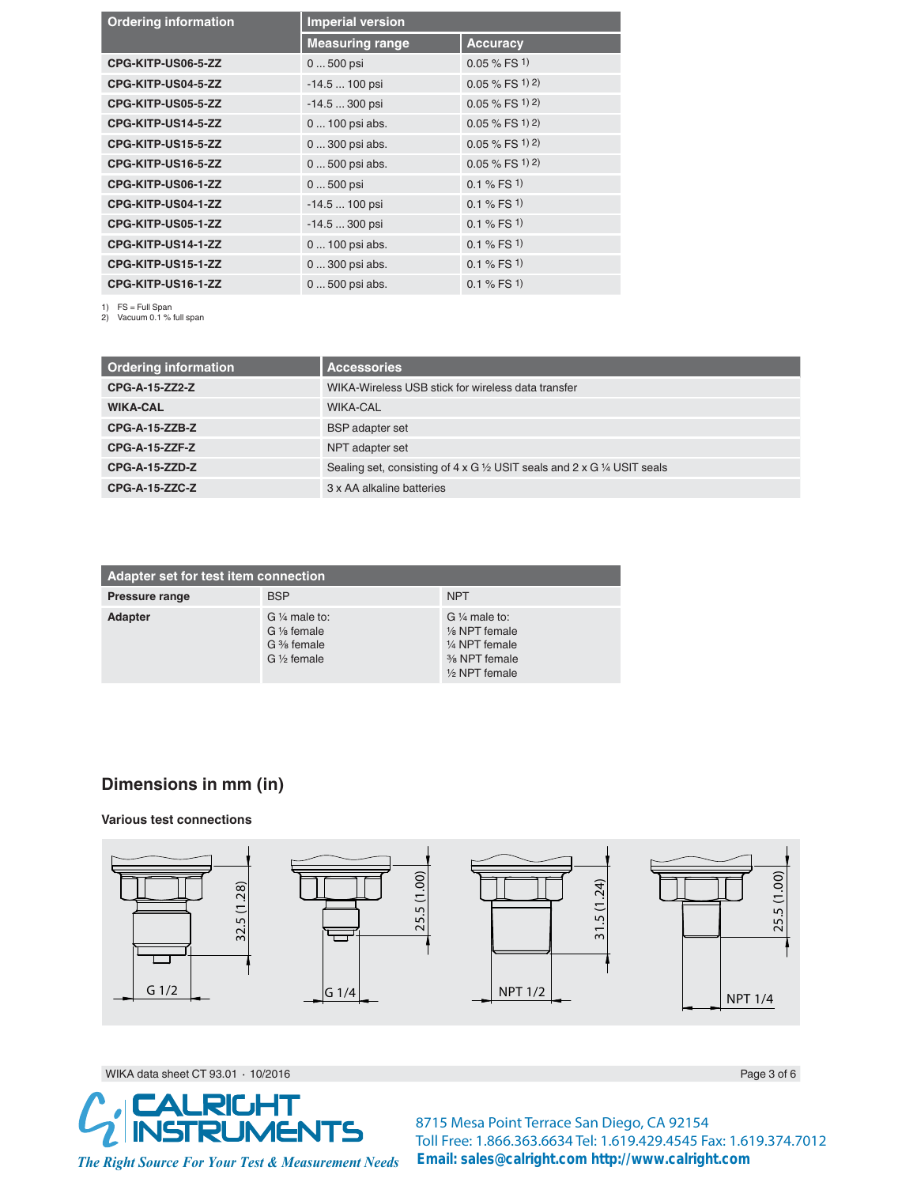| Ordering information | Imperial version | |
|---|---|---|
| | **Measuring range** | **Accuracy** |
| **CPG-KITP-US06-5-ZZ** | 0 ... 500 psi | 0.05 % FS [1] |
| **CPG-KITP-US04-5-ZZ** | -14.5 ... 100 psi | 0.05 % FS [1) 2)] |
| **CPG-KITP-US05-5-ZZ** | -14.5 ... 300 psi | 0.05 % FS [1) 2)] |
| **CPG-KITP-US14-5-ZZ** | 0 ... 100 psi abs. | 0.05 % FS [1) 2)] |
| **CPG-KITP-US15-5-ZZ** | 0 ... 300 psi abs. | 0.05 % FS [1) 2)] |
| **CPG-KITP-US16-5-ZZ** | 0 ... 500 psi abs. | 0.05 % FS [1) 2)] |
| **CPG-KITP-US06-1-ZZ** | 0 ... 500 psi | 0.1 % FS [1] |
| **CPG-KITP-US04-1-ZZ** | -14.5 ... 100 psi | 0.1 % FS [1] |
| **CPG-KITP-US05-1-ZZ** | -14.5 ... 300 psi | 0.1 % FS [1] |
| **CPG-KITP-US14-1-ZZ** | 0 ... 100 psi abs. | 0.1 % FS [1] |
| **CPG-KITP-US15-1-ZZ** | 0 ... 300 psi abs. | 0.1 % FS [1] |
| **CPG-KITP-US16-1-ZZ** | 0 ... 500 psi abs. | 0.1 % FS [1] |

1) FS = Full Span
2) Vacuum 0.1 % full span

| Ordering information | Accessories |
|---|---|
| **CPG-A-15-ZZ2-Z** | WIKA-Wireless USB stick for wireless data transfer |
| **WIKA-CAL** | WIKA-CAL |
| **CPG-A-15-ZZB-Z** | BSP adapter set |
| **CPG-A-15-ZZF-Z** | NPT adapter set |
| **CPG-A-15-ZZD-Z** | Sealing set, consisting of 4 x G ½ USIT seals and 2 x G ¼ USIT seals |
| **CPG-A-15-ZZC-Z** | 3 x AA alkaline batteries |

| Adapter set for test item connection | | |
|---|---|---|
| **Pressure range** | BSP | NPT |
| **Adapter** | G ¼ male to:<br>G ⅛ female<br>G ⅜ female<br>G ½ female | G ¼ male to:<br>⅛ NPT female<br>¼ NPT female<br>⅜ NPT female<br>½ NPT female |

## Dimensions in mm (in)

### Various test connections

G 1/2 — 32.5 (1.28)

G 1/4 — 25.5 (1.00)

NPT 1/2 — 31.5 (1.24)

NPT 1/4 — 25.5 (1.00)

WIKA data sheet CT 93.01 · 10/2016

CALRIGHT INSTRUMENTS
*The Right Source For Your Test & Measurement Needs*

8715 Mesa Point Terrace San Diego, CA 92154
Toll Free: 1.866.363.6634 Tel: 1.619.429.4545 Fax: 1.619.374.7012
**Email: sales@calright.com http://www.calright.com**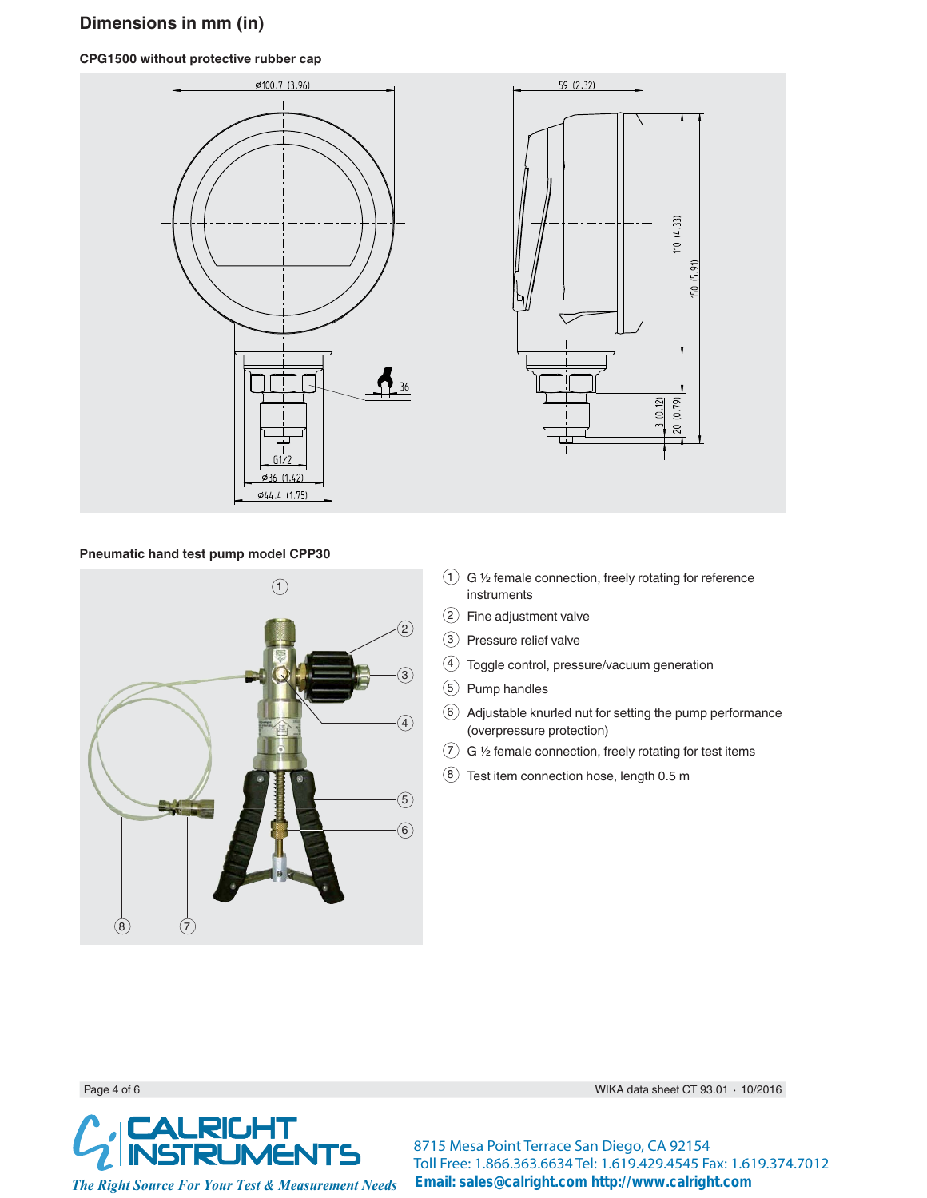## Dimensions in mm (in)

**CPG1500 without protective rubber cap**

**Pneumatic hand test pump model CPP30**

1. G ½ female connection, freely rotating for reference instruments
2. Fine adjustment valve
3. Pressure relief valve
4. Toggle control, pressure/vacuum generation
5. Pump handles
6. Adjustable knurled nut for setting the pump performance (overpressure protection)
7. G ½ female connection, freely rotating for test items
8. Test item connection hose, length 0.5 m

WIKA data sheet CT 93.01 · 10/2016

CALRIGHT INSTRUMENTS

*The Right Source For Your Test & Measurement Needs*

8715 Mesa Point Terrace San Diego, CA 92154
Toll Free: 1.866.363.6634 Tel: 1.619.429.4545 Fax: 1.619.374.7012
**Email: sales@calright.com http://www.calright.com**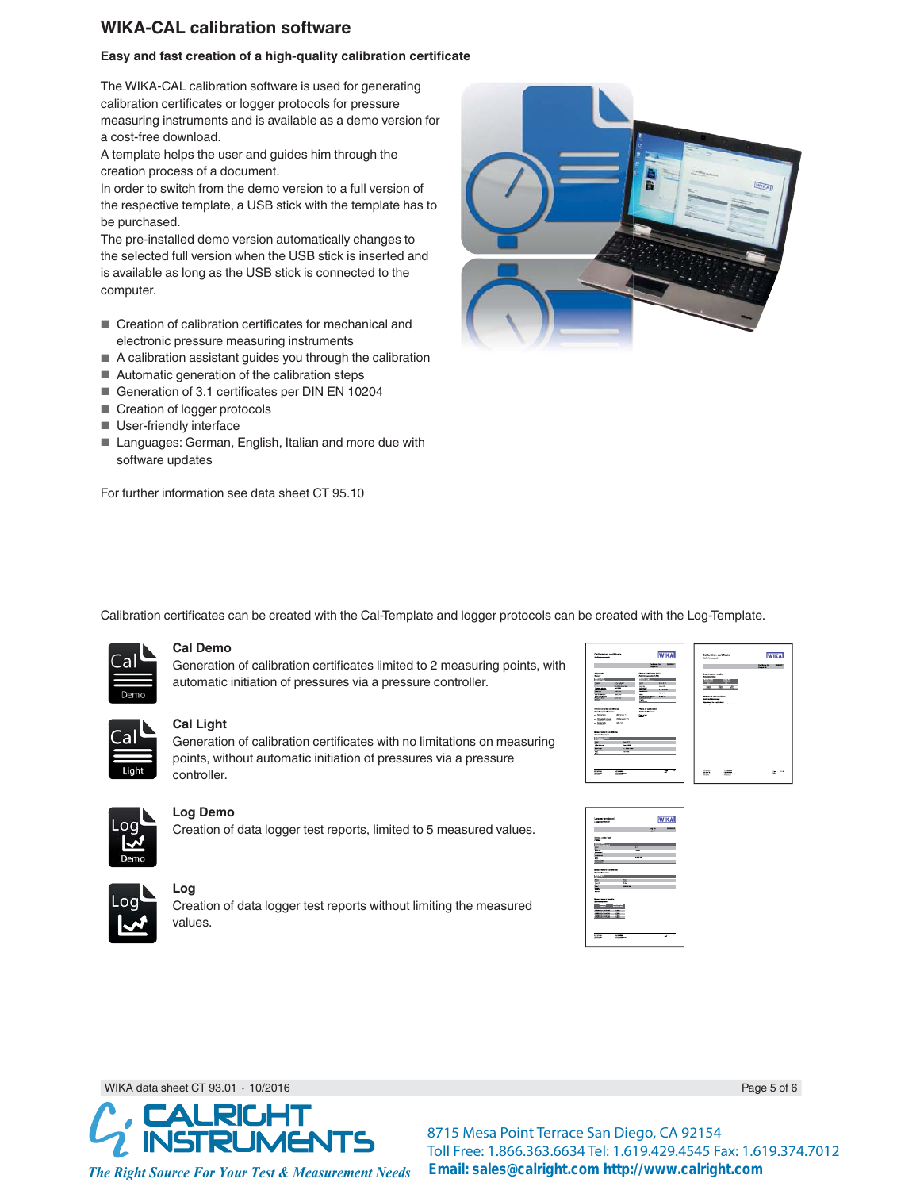## WIKA-CAL calibration software

### Easy and fast creation of a high-quality calibration certificate

The WIKA-CAL calibration software is used for generating calibration certificates or logger protocols for pressure measuring instruments and is available as a demo version for a cost-free download.
A template helps the user and guides him through the creation process of a document.
In order to switch from the demo version to a full version of the respective template, a USB stick with the template has to be purchased.
The pre-installed demo version automatically changes to the selected full version when the USB stick is inserted and is available as long as the USB stick is connected to the computer.

- Creation of calibration certificates for mechanical and electronic pressure measuring instruments
- A calibration assistant guides you through the calibration
- Automatic generation of the calibration steps
- Generation of 3.1 certificates per DIN EN 10204
- Creation of logger protocols
- User-friendly interface
- Languages: German, English, Italian and more due with software updates

For further information see data sheet CT 95.10

Calibration certificates can be created with the Cal-Template and logger protocols can be created with the Log-Template.

**Cal Demo**
Generation of calibration certificates limited to 2 measuring points, with automatic initiation of pressures via a pressure controller.

**Cal Light**
Generation of calibration certificates with no limitations on measuring points, without automatic initiation of pressures via a pressure controller.

**Log Demo**
Creation of data logger test reports, limited to 5 measured values.

**Log**
Creation of data logger test reports without limiting the measured values.

8715 Mesa Point Terrace San Diego, CA 92154
Toll Free: 1.866.363.6634 Tel: 1.619.429.4545 Fax: 1.619.374.7012
Email: sales@calright.com http://www.calright.com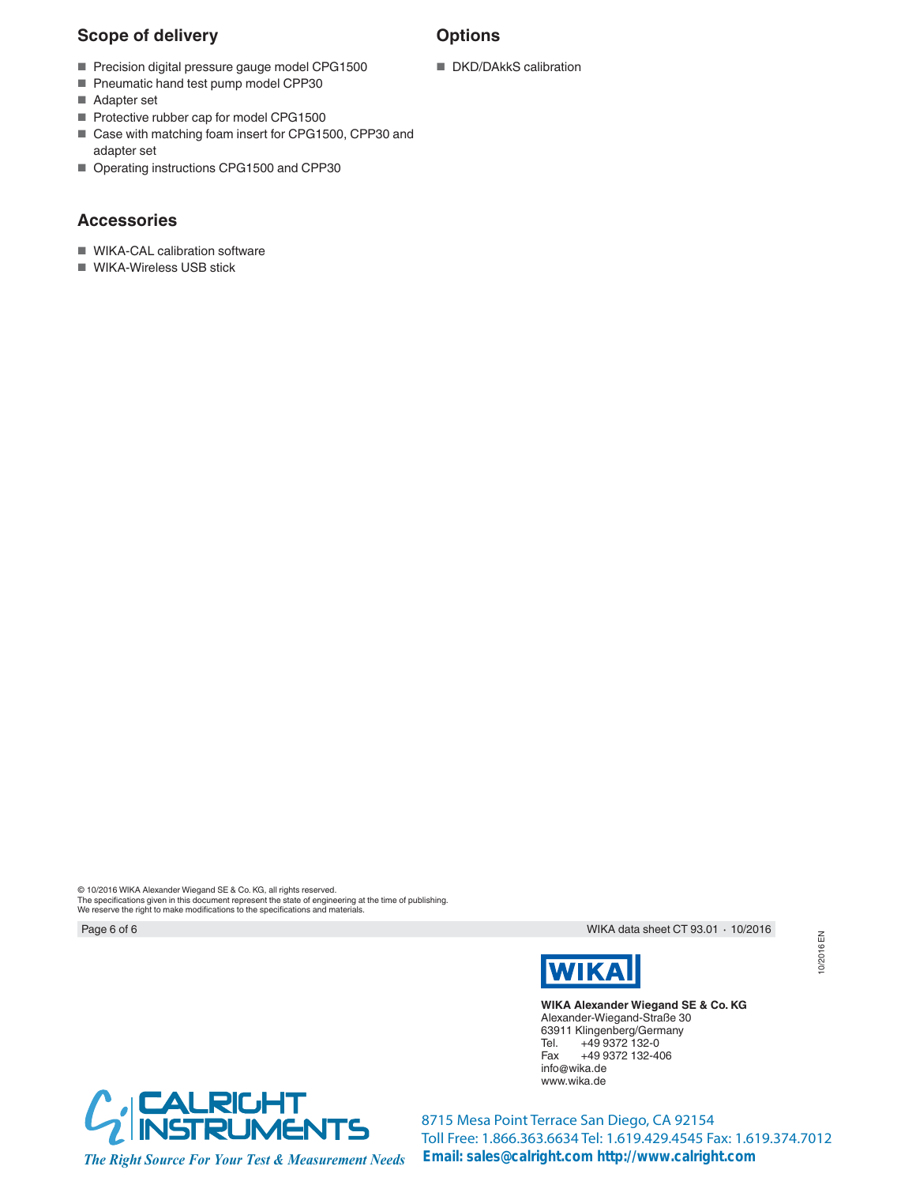## Scope of delivery

- Precision digital pressure gauge model CPG1500
- Pneumatic hand test pump model CPP30
- Adapter set
- Protective rubber cap for model CPG1500
- Case with matching foam insert for CPG1500, CPP30 and adapter set
- Operating instructions CPG1500 and CPP30

## Options

- DKD/DAkkS calibration

## Accessories

- WIKA-CAL calibration software
- WIKA-Wireless USB stick

© 10/2016 WIKA Alexander Wiegand SE & Co. KG, all rights reserved.
The specifications given in this document represent the state of engineering at the time of publishing.
We reserve the right to make modifications to the specifications and materials.

**WIKA Alexander Wiegand SE & Co. KG**
Alexander-Wiegand-Straße 30
63911 Klingenberg/Germany
Tel. +49 9372 132-0
Fax +49 9372 132-406
info@wika.de
www.wika.de

CALRIGHT INSTRUMENTS
*The Right Source For Your Test & Measurement Needs*

8715 Mesa Point Terrace San Diego, CA 92154
Toll Free: 1.866.363.6634 Tel: 1.619.429.4545 Fax: 1.619.374.7012
**Email: sales@calright.com http://www.calright.com**